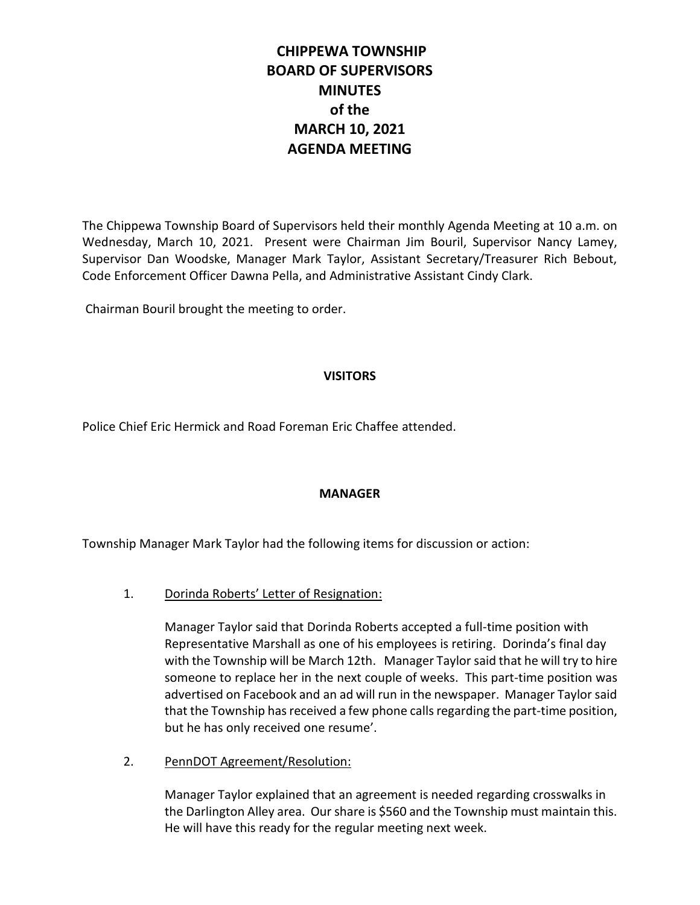# CHIPPEWA TOWNSHIP BOARD OF SUPERVISORS MINUTES of the MARCH 10, 2021 AGENDA MEETING

The Chippewa Township Board of Supervisors held their monthly Agenda Meeting at 10 a.m. on Wednesday, March 10, 2021. Present were Chairman Jim Bouril, Supervisor Nancy Lamey, Supervisor Dan Woodske, Manager Mark Taylor, Assistant Secretary/Treasurer Rich Bebout, Code Enforcement Officer Dawna Pella, and Administrative Assistant Cindy Clark.

Chairman Bouril brought the meeting to order.

## VISITORS

Police Chief Eric Hermick and Road Foreman Eric Chaffee attended.

## MANAGER

Township Manager Mark Taylor had the following items for discussion or action:

1. Dorinda Roberts' Letter of Resignation:

   Manager Taylor said that Dorinda Roberts accepted a full-time position with Representative Marshall as one of his employees is retiring. Dorinda's final day with the Township will be March 12th. Manager Taylor said that he will try to hire someone to replace her in the next couple of weeks. This part-time position was advertised on Facebook and an ad will run in the newspaper. Manager Taylor said that the Township has received a few phone calls regarding the part-time position, but he has only received one resume'.

2. PennDOT Agreement/Resolution:

   Manager Taylor explained that an agreement is needed regarding crosswalks in the Darlington Alley area. Our share is $560 and the Township must maintain this. He will have this ready for the regular meeting next week.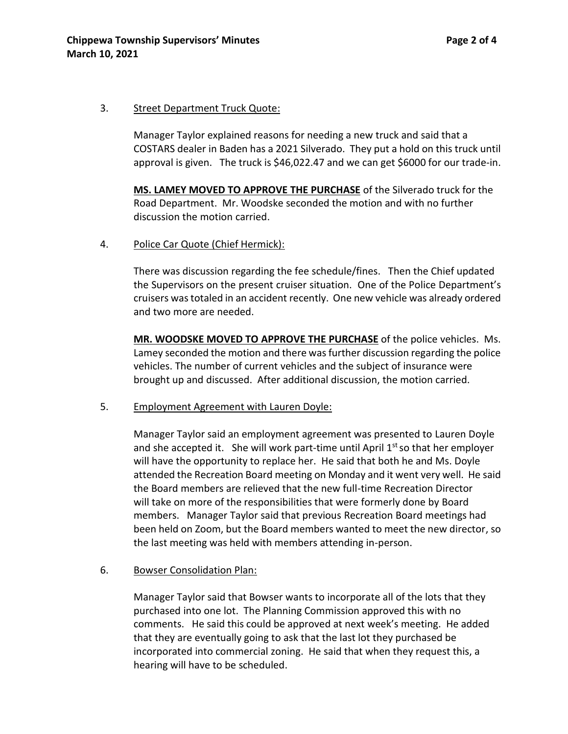3. <u>Street Department Truck Quote:</u>

   Manager Taylor explained reasons for needing a new truck and said that a COSTARS dealer in Baden has a 2021 Silverado. They put a hold on this truck until approval is given. The truck is $46,022.47 and we can get $6000 for our trade-in.

   **<u>MS. LAMEY MOVED TO APPROVE THE PURCHASE</u>** of the Silverado truck for the Road Department. Mr. Woodske seconded the motion and with no further discussion the motion carried.

4. <u>Police Car Quote (Chief Hermick):</u>

   There was discussion regarding the fee schedule/fines. Then the Chief updated the Supervisors on the present cruiser situation. One of the Police Department's cruisers was totaled in an accident recently. One new vehicle was already ordered and two more are needed.

   **<u>MR. WOODSKE MOVED TO APPROVE THE PURCHASE</u>** of the police vehicles. Ms. Lamey seconded the motion and there was further discussion regarding the police vehicles. The number of current vehicles and the subject of insurance were brought up and discussed. After additional discussion, the motion carried.

5. <u>Employment Agreement with Lauren Doyle:</u>

   Manager Taylor said an employment agreement was presented to Lauren Doyle and she accepted it. She will work part-time until April 1st so that her employer will have the opportunity to replace her. He said that both he and Ms. Doyle attended the Recreation Board meeting on Monday and it went very well. He said the Board members are relieved that the new full-time Recreation Director will take on more of the responsibilities that were formerly done by Board members. Manager Taylor said that previous Recreation Board meetings had been held on Zoom, but the Board members wanted to meet the new director, so the last meeting was held with members attending in-person.

6. <u>Bowser Consolidation Plan:</u>

   Manager Taylor said that Bowser wants to incorporate all of the lots that they purchased into one lot. The Planning Commission approved this with no comments. He said this could be approved at next week's meeting. He added that they are eventually going to ask that the last lot they purchased be incorporated into commercial zoning. He said that when they request this, a hearing will have to be scheduled.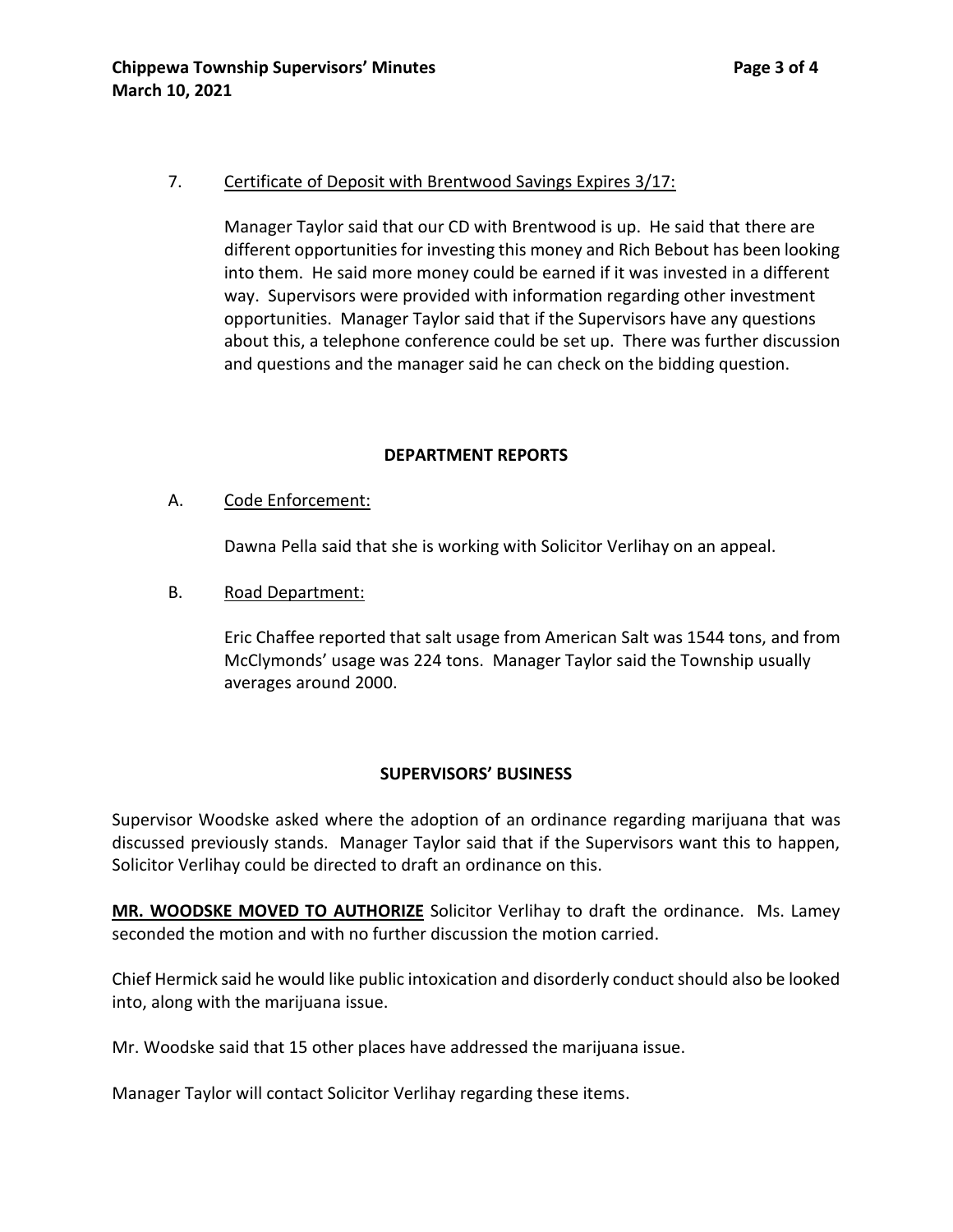7. Certificate of Deposit with Brentwood Savings Expires 3/17:

Manager Taylor said that our CD with Brentwood is up. He said that there are different opportunities for investing this money and Rich Bebout has been looking into them. He said more money could be earned if it was invested in a different way. Supervisors were provided with information regarding other investment opportunities. Manager Taylor said that if the Supervisors have any questions about this, a telephone conference could be set up. There was further discussion and questions and the manager said he can check on the bidding question.

## DEPARTMENT REPORTS

A. Code Enforcement:

Dawna Pella said that she is working with Solicitor Verlihay on an appeal.

B. Road Department:

Eric Chaffee reported that salt usage from American Salt was 1544 tons, and from McClymonds' usage was 224 tons. Manager Taylor said the Township usually averages around 2000.

## SUPERVISORS' BUSINESS

Supervisor Woodske asked where the adoption of an ordinance regarding marijuana that was discussed previously stands. Manager Taylor said that if the Supervisors want this to happen, Solicitor Verlihay could be directed to draft an ordinance on this.

**MR. WOODSKE MOVED TO AUTHORIZE** Solicitor Verlihay to draft the ordinance. Ms. Lamey seconded the motion and with no further discussion the motion carried.

Chief Hermick said he would like public intoxication and disorderly conduct should also be looked into, along with the marijuana issue.

Mr. Woodske said that 15 other places have addressed the marijuana issue.

Manager Taylor will contact Solicitor Verlihay regarding these items.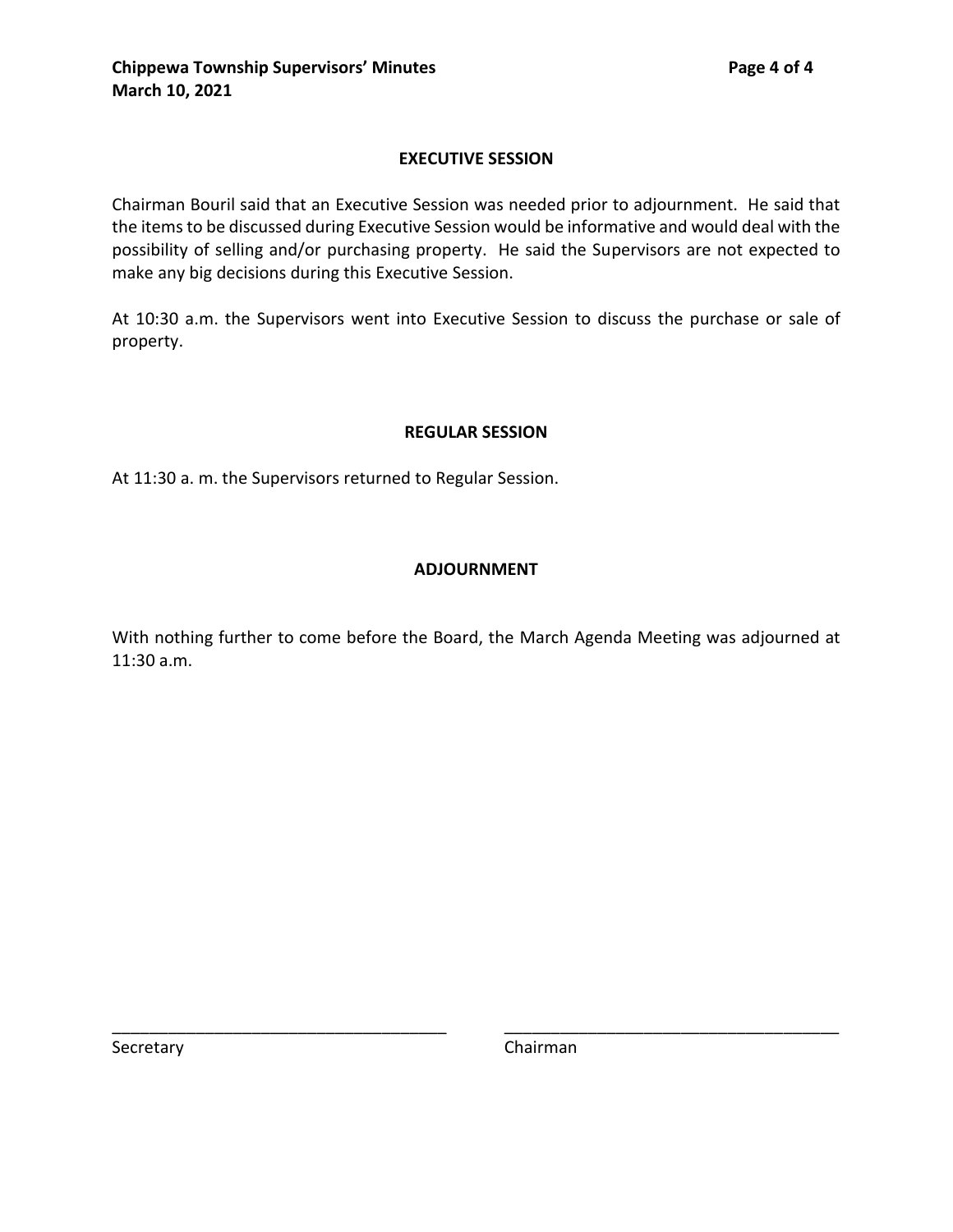## EXECUTIVE SESSION

Chairman Bouril said that an Executive Session was needed prior to adjournment. He said that the items to be discussed during Executive Session would be informative and would deal with the possibility of selling and/or purchasing property. He said the Supervisors are not expected to make any big decisions during this Executive Session.

At 10:30 a.m. the Supervisors went into Executive Session to discuss the purchase or sale of property.

## REGULAR SESSION

At 11:30 a. m. the Supervisors returned to Regular Session.

## ADJOURNMENT

With nothing further to come before the Board, the March Agenda Meeting was adjourned at 11:30 a.m.

_____________________________________ _____________________________________

Secretary Chairman